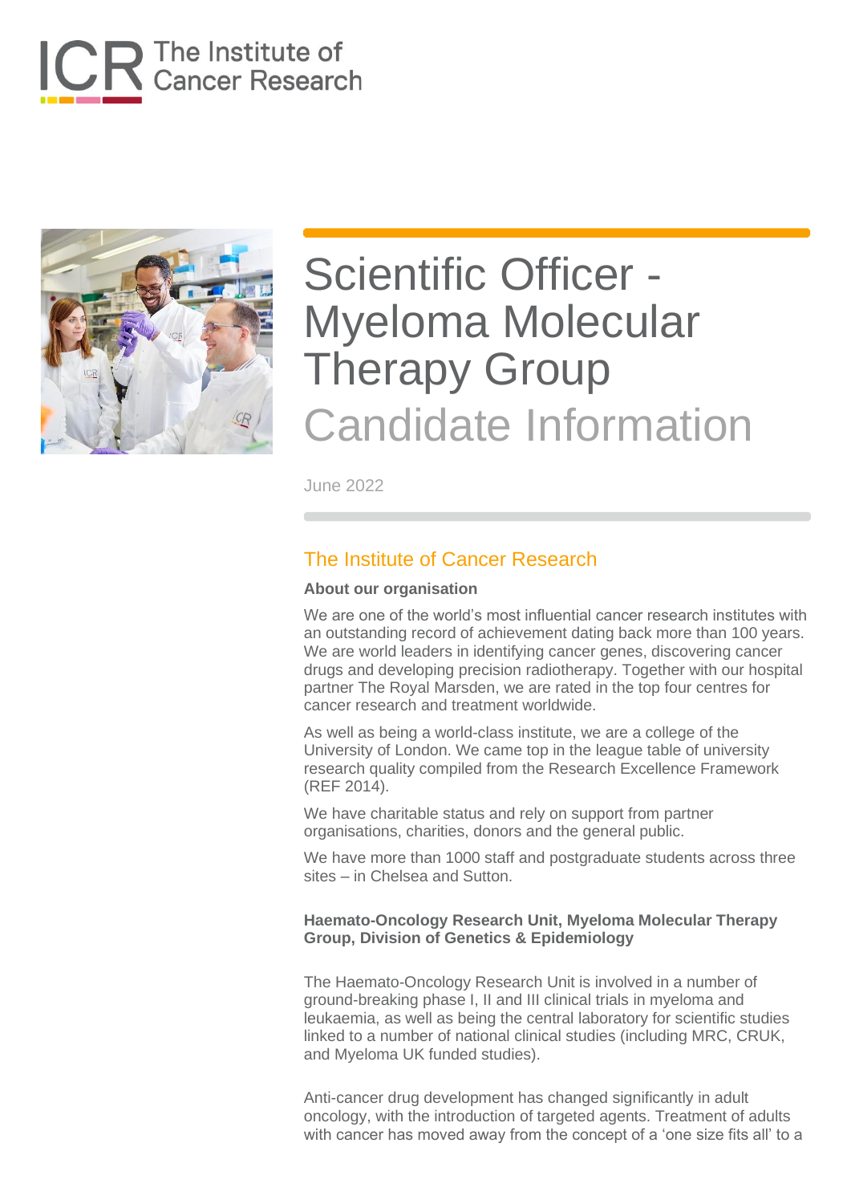# Scientific Officer - Myeloma Molecular Therapy Group

## Candidate Information

June 2022

## The Institute of Cancer Research

**About our organisation**

We are one of the world's most influential cancer research institutes with an outstanding record of achievement dating back more than 100 years. We are world leaders in identifying cancer genes, discovering cancer drugs and developing precision radiotherapy. Together with our hospital partner The Royal Marsden, we are rated in the top four centres for cancer research and treatment worldwide.

As well as being a world-class institute, we are a college of the University of London. We came top in the league table of university research quality compiled from the Research Excellence Framework (REF 2014).

We have charitable status and rely on support from partner organisations, charities, donors and the general public.

We have more than 1000 staff and postgraduate students across three sites – in Chelsea and Sutton.

**Haemato-Oncology Research Unit, Myeloma Molecular Therapy Group, Division of Genetics & Epidemiology**

The Haemato-Oncology Research Unit is involved in a number of ground-breaking phase I, II and III clinical trials in myeloma and leukaemia, as well as being the central laboratory for scientific studies linked to a number of national clinical studies (including MRC, CRUK, and Myeloma UK funded studies).

Anti-cancer drug development has changed significantly in adult oncology, with the introduction of targeted agents. Treatment of adults with cancer has moved away from the concept of a 'one size fits all' to a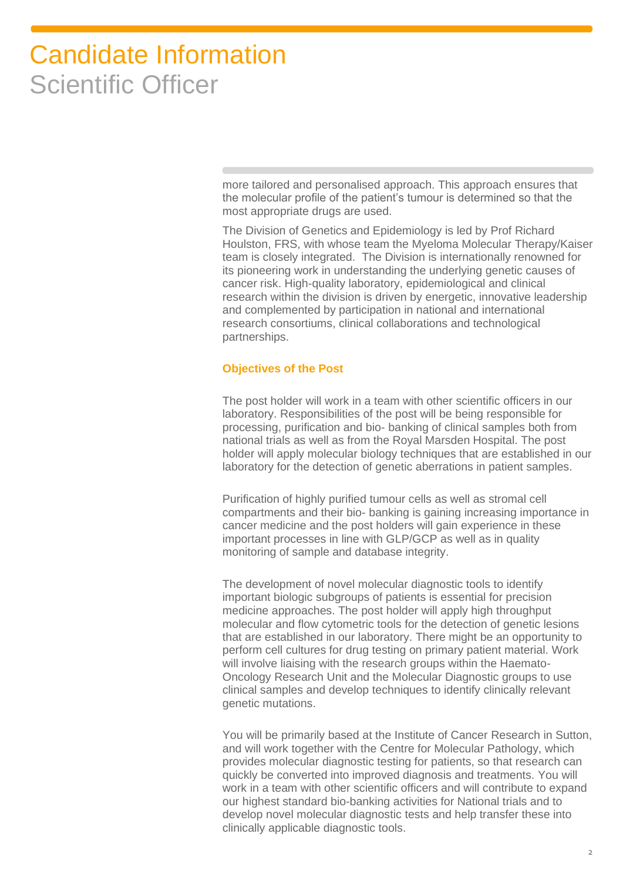# Candidate Information
## Scientific Officer

more tailored and personalised approach. This approach ensures that the molecular profile of the patient's tumour is determined so that the most appropriate drugs are used.

The Division of Genetics and Epidemiology is led by Prof Richard Houlston, FRS, with whose team the Myeloma Molecular Therapy/Kaiser team is closely integrated. The Division is internationally renowned for its pioneering work in understanding the underlying genetic causes of cancer risk. High-quality laboratory, epidemiological and clinical research within the division is driven by energetic, innovative leadership and complemented by participation in national and international research consortiums, clinical collaborations and technological partnerships.

### Objectives of the Post

The post holder will work in a team with other scientific officers in our laboratory. Responsibilities of the post will be being responsible for processing, purification and bio- banking of clinical samples both from national trials as well as from the Royal Marsden Hospital. The post holder will apply molecular biology techniques that are established in our laboratory for the detection of genetic aberrations in patient samples.

Purification of highly purified tumour cells as well as stromal cell compartments and their bio- banking is gaining increasing importance in cancer medicine and the post holders will gain experience in these important processes in line with GLP/GCP as well as in quality monitoring of sample and database integrity.

The development of novel molecular diagnostic tools to identify important biologic subgroups of patients is essential for precision medicine approaches. The post holder will apply high throughput molecular and flow cytometric tools for the detection of genetic lesions that are established in our laboratory. There might be an opportunity to perform cell cultures for drug testing on primary patient material. Work will involve liaising with the research groups within the Haemato-Oncology Research Unit and the Molecular Diagnostic groups to use clinical samples and develop techniques to identify clinically relevant genetic mutations.

You will be primarily based at the Institute of Cancer Research in Sutton, and will work together with the Centre for Molecular Pathology, which provides molecular diagnostic testing for patients, so that research can quickly be converted into improved diagnosis and treatments. You will work in a team with other scientific officers and will contribute to expand our highest standard bio-banking activities for National trials and to develop novel molecular diagnostic tests and help transfer these into clinically applicable diagnostic tools.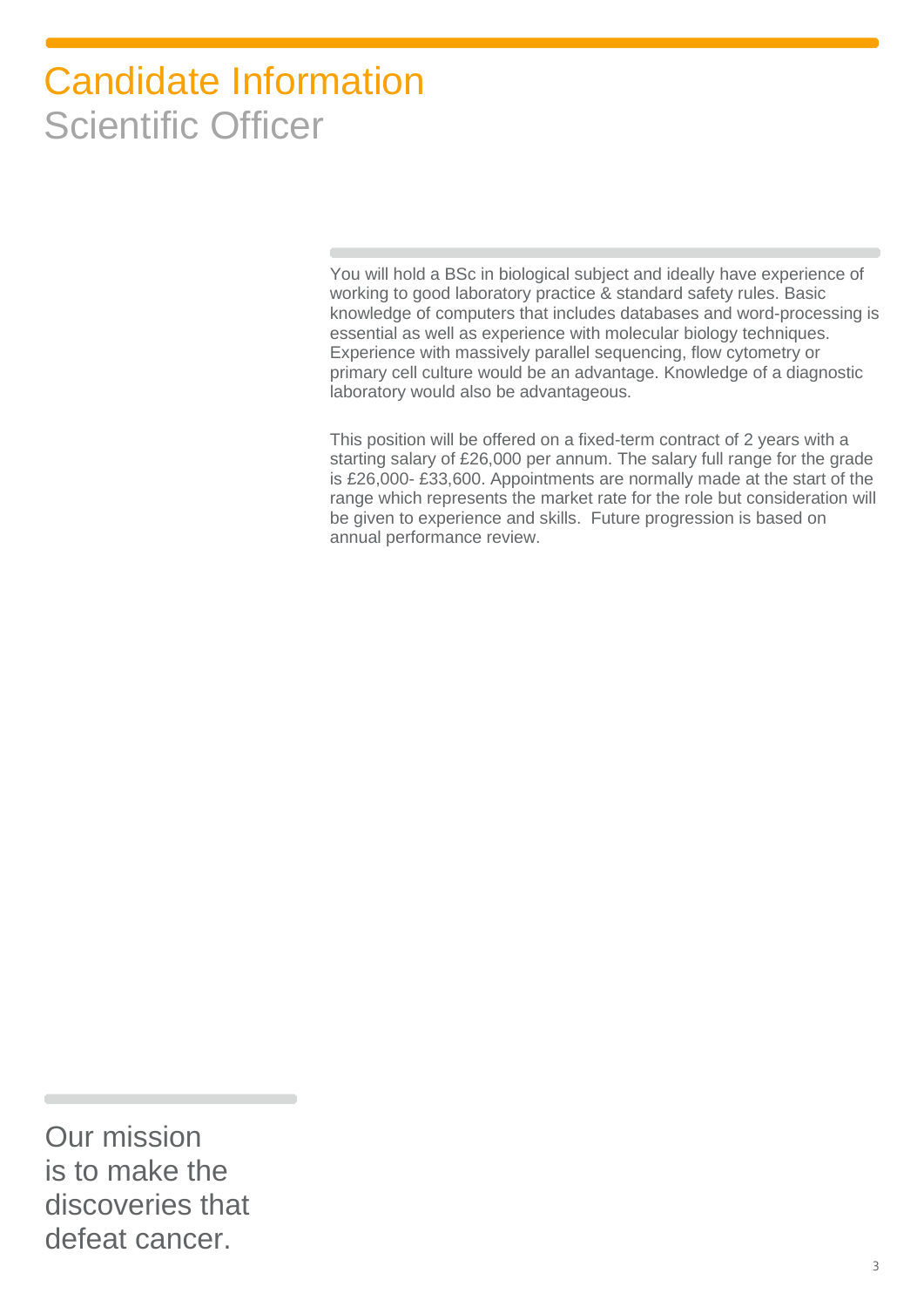# Candidate Information

## Scientific Officer

You will hold a BSc in biological subject and ideally have experience of working to good laboratory practice & standard safety rules. Basic knowledge of computers that includes databases and word-processing is essential as well as experience with molecular biology techniques. Experience with massively parallel sequencing, flow cytometry or primary cell culture would be an advantage. Knowledge of a diagnostic laboratory would also be advantageous.

This position will be offered on a fixed-term contract of 2 years with a starting salary of £26,000 per annum. The salary full range for the grade is £26,000- £33,600. Appointments are normally made at the start of the range which represents the market rate for the role but consideration will be given to experience and skills. Future progression is based on annual performance review.

Our mission is to make the discoveries that defeat cancer.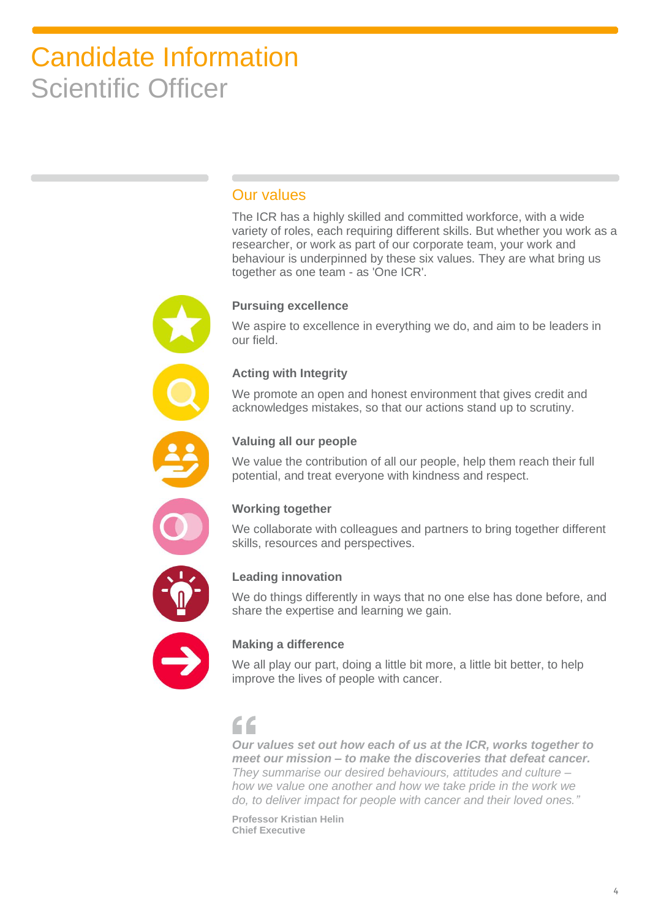# Candidate Information
## Scientific Officer

### Our values

The ICR has a highly skilled and committed workforce, with a wide variety of roles, each requiring different skills. But whether you work as a researcher, or work as part of our corporate team, your work and behaviour is underpinned by these six values. They are what bring us together as one team - as 'One ICR'.

**Pursuing excellence**

We aspire to excellence in everything we do, and aim to be leaders in our field.

**Acting with Integrity**

We promote an open and honest environment that gives credit and acknowledges mistakes, so that our actions stand up to scrutiny.

**Valuing all our people**

We value the contribution of all our people, help them reach their full potential, and treat everyone with kindness and respect.

**Working together**

We collaborate with colleagues and partners to bring together different skills, resources and perspectives.

**Leading innovation**

We do things differently in ways that no one else has done before, and share the expertise and learning we gain.

**Making a difference**

We all play our part, doing a little bit more, a little bit better, to help improve the lives of people with cancer.

> ***Our values set out how each of us at the ICR, works together to meet our mission – to make the discoveries that defeat cancer.*** *They summarise our desired behaviours, attitudes and culture – how we value one another and how we take pride in the work we do, to deliver impact for people with cancer and their loved ones."*
>
> **Professor Kristian Helin**
> **Chief Executive**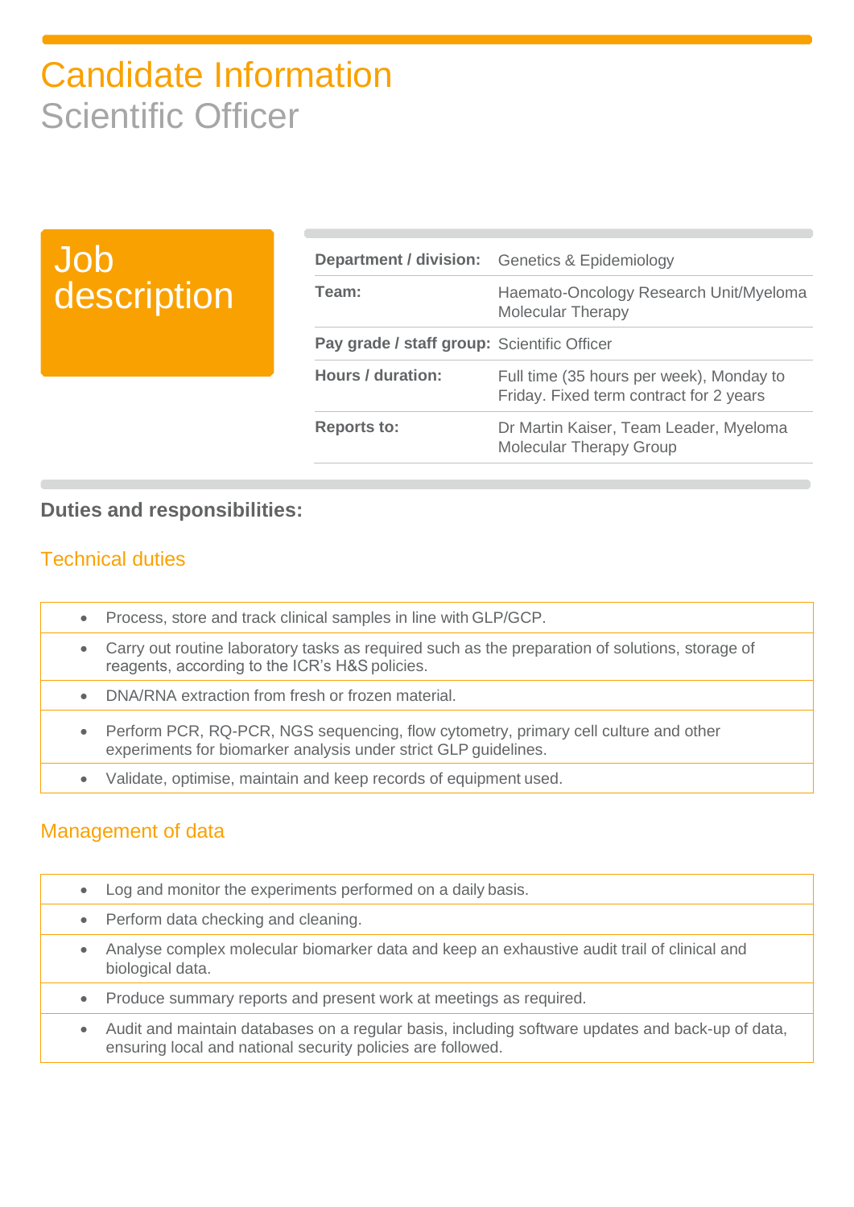# Candidate Information

## Scientific Officer

## Job description

| Department / division: | Genetics & Epidemiology |
|---|---|
| Team: | Haemato-Oncology Research Unit/Myeloma Molecular Therapy |
| Pay grade / staff group: | Scientific Officer |
| Hours / duration: | Full time (35 hours per week), Monday to Friday. Fixed term contract for 2 years |
| Reports to: | Dr Martin Kaiser, Team Leader, Myeloma Molecular Therapy Group |

### Duties and responsibilities:

#### Technical duties

- Process, store and track clinical samples in line with GLP/GCP.
- Carry out routine laboratory tasks as required such as the preparation of solutions, storage of reagents, according to the ICR's H&S policies.
- DNA/RNA extraction from fresh or frozen material.
- Perform PCR, RQ-PCR, NGS sequencing, flow cytometry, primary cell culture and other experiments for biomarker analysis under strict GLP guidelines.
- Validate, optimise, maintain and keep records of equipment used.

#### Management of data

- Log and monitor the experiments performed on a daily basis.
- Perform data checking and cleaning.
- Analyse complex molecular biomarker data and keep an exhaustive audit trail of clinical and biological data.
- Produce summary reports and present work at meetings as required.
- Audit and maintain databases on a regular basis, including software updates and back-up of data, ensuring local and national security policies are followed.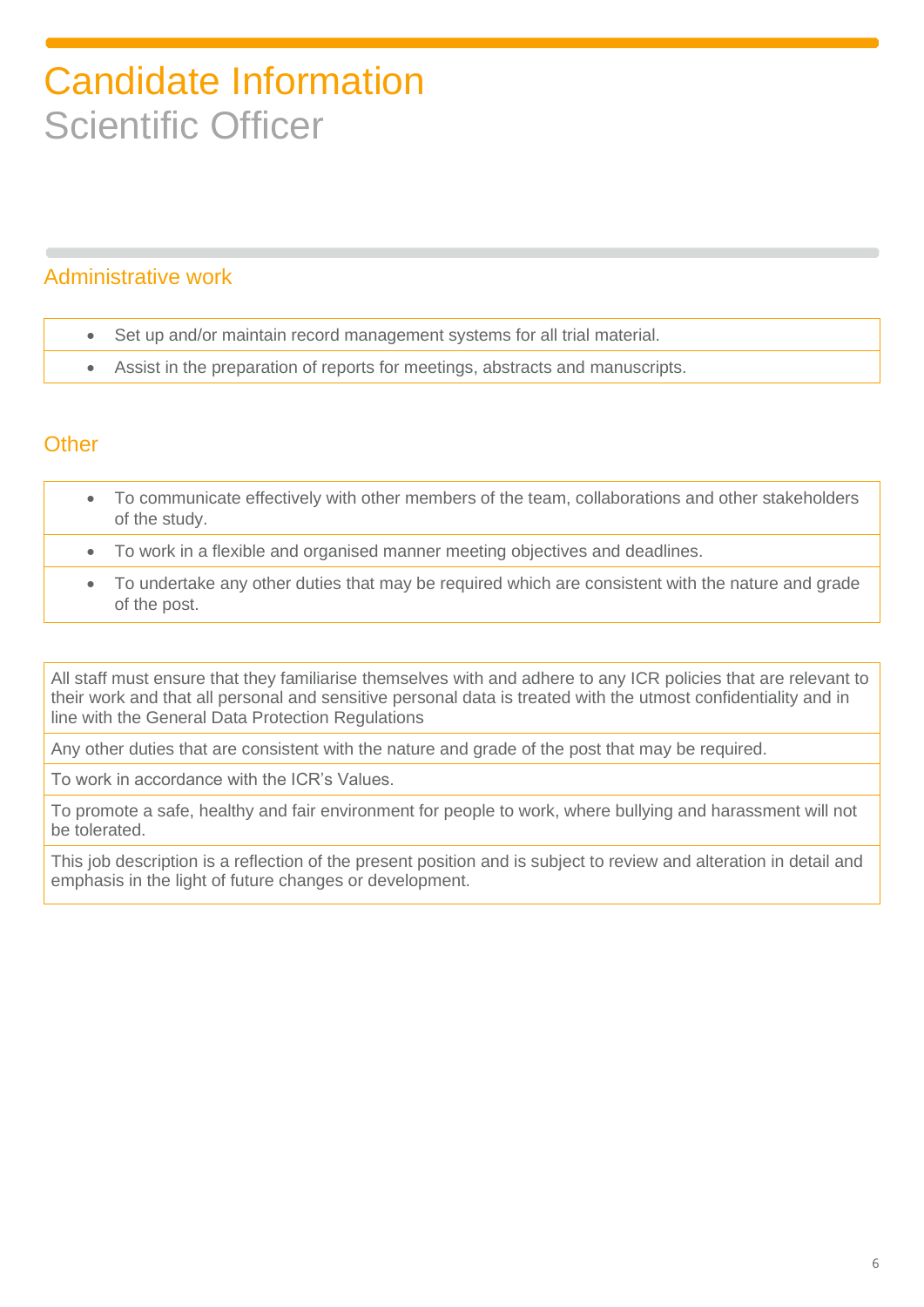# Candidate Information
## Scientific Officer

### Administrative work

- Set up and/or maintain record management systems for all trial material.
- Assist in the preparation of reports for meetings, abstracts and manuscripts.

### Other

- To communicate effectively with other members of the team, collaborations and other stakeholders of the study.
- To work in a flexible and organised manner meeting objectives and deadlines.
- To undertake any other duties that may be required which are consistent with the nature and grade of the post.

All staff must ensure that they familiarise themselves with and adhere to any ICR policies that are relevant to their work and that all personal and sensitive personal data is treated with the utmost confidentiality and in line with the General Data Protection Regulations

Any other duties that are consistent with the nature and grade of the post that may be required.

To work in accordance with the ICR's Values.

To promote a safe, healthy and fair environment for people to work, where bullying and harassment will not be tolerated.

This job description is a reflection of the present position and is subject to review and alteration in detail and emphasis in the light of future changes or development.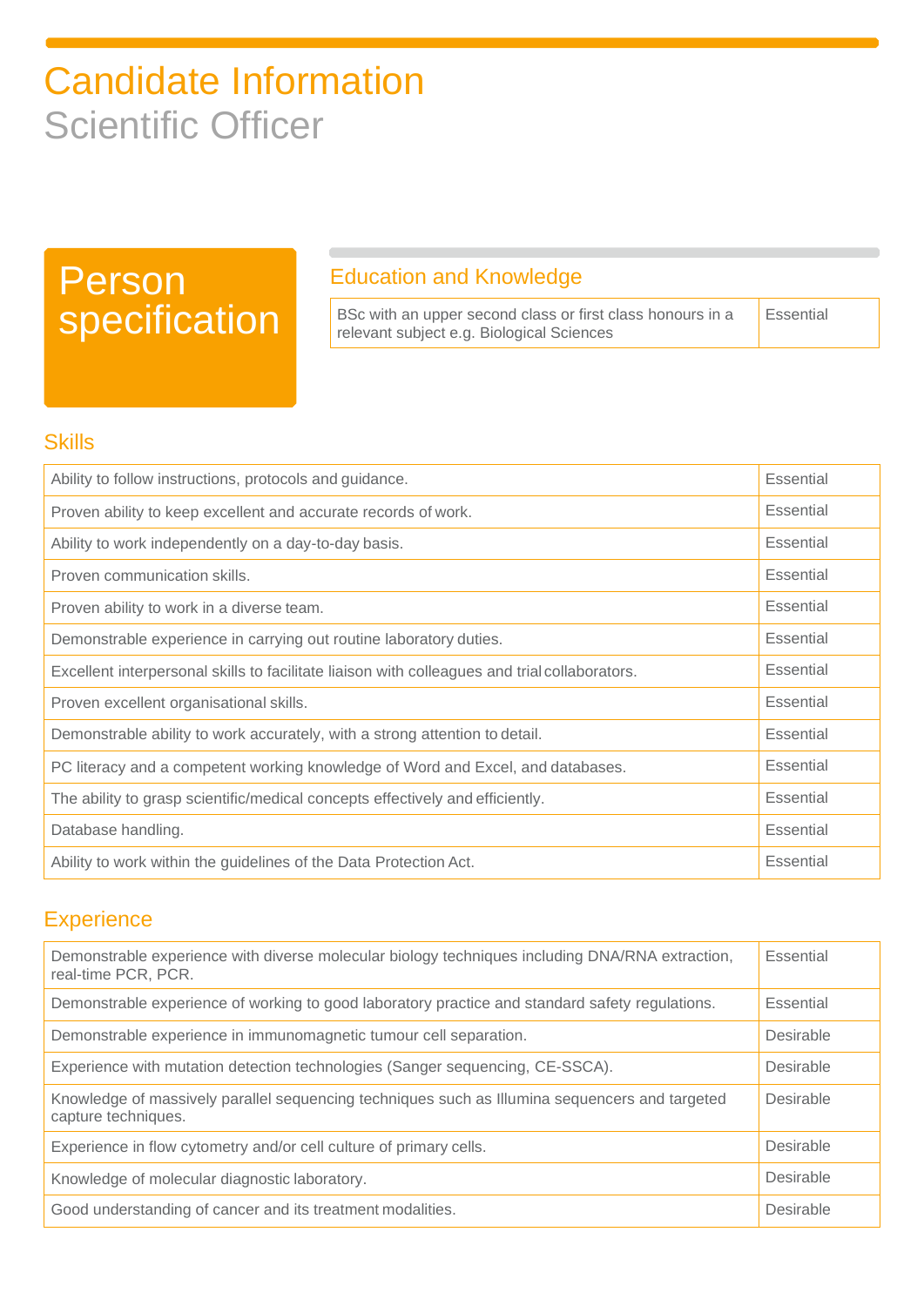# Candidate Information

## Scientific Officer

## Person specification

### Education and Knowledge

| | |
|---|---|
| BSc with an upper second class or first class honours in a relevant subject e.g. Biological Sciences | Essential |

### Skills

| | |
|---|---|
| Ability to follow instructions, protocols and guidance. | Essential |
| Proven ability to keep excellent and accurate records of work. | Essential |
| Ability to work independently on a day-to-day basis. | Essential |
| Proven communication skills. | Essential |
| Proven ability to work in a diverse team. | Essential |
| Demonstrable experience in carrying out routine laboratory duties. | Essential |
| Excellent interpersonal skills to facilitate liaison with colleagues and trial collaborators. | Essential |
| Proven excellent organisational skills. | Essential |
| Demonstrable ability to work accurately, with a strong attention to detail. | Essential |
| PC literacy and a competent working knowledge of Word and Excel, and databases. | Essential |
| The ability to grasp scientific/medical concepts effectively and efficiently. | Essential |
| Database handling. | Essential |
| Ability to work within the guidelines of the Data Protection Act. | Essential |

### Experience

| | |
|---|---|
| Demonstrable experience with diverse molecular biology techniques including DNA/RNA extraction, real-time PCR, PCR. | Essential |
| Demonstrable experience of working to good laboratory practice and standard safety regulations. | Essential |
| Demonstrable experience in immunomagnetic tumour cell separation. | Desirable |
| Experience with mutation detection technologies (Sanger sequencing, CE-SSCA). | Desirable |
| Knowledge of massively parallel sequencing techniques such as Illumina sequencers and targeted capture techniques. | Desirable |
| Experience in flow cytometry and/or cell culture of primary cells. | Desirable |
| Knowledge of molecular diagnostic laboratory. | Desirable |
| Good understanding of cancer and its treatment modalities. | Desirable |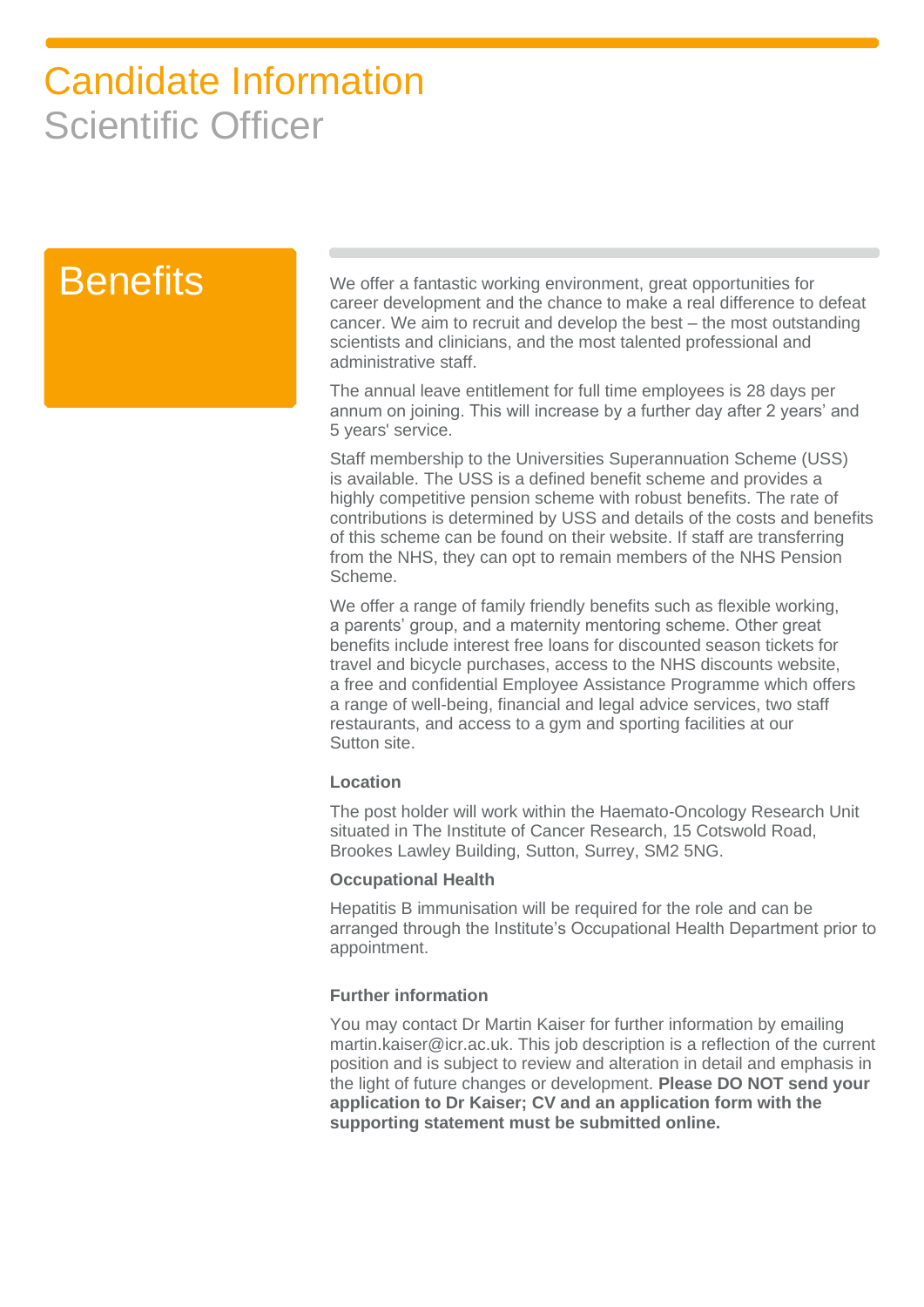# Candidate Information
## Scientific Officer

## Benefits

We offer a fantastic working environment, great opportunities for career development and the chance to make a real difference to defeat cancer. We aim to recruit and develop the best – the most outstanding scientists and clinicians, and the most talented professional and administrative staff.

The annual leave entitlement for full time employees is 28 days per annum on joining. This will increase by a further day after 2 years' and 5 years' service.

Staff membership to the Universities Superannuation Scheme (USS) is available. The USS is a defined benefit scheme and provides a highly competitive pension scheme with robust benefits. The rate of contributions is determined by USS and details of the costs and benefits of this scheme can be found on their website. If staff are transferring from the NHS, they can opt to remain members of the NHS Pension Scheme.

We offer a range of family friendly benefits such as flexible working, a parents' group, and a maternity mentoring scheme. Other great benefits include interest free loans for discounted season tickets for travel and bicycle purchases, access to the NHS discounts website, a free and confidential Employee Assistance Programme which offers a range of well-being, financial and legal advice services, two staff restaurants, and access to a gym and sporting facilities at our Sutton site.

### Location

The post holder will work within the Haemato-Oncology Research Unit situated in The Institute of Cancer Research, 15 Cotswold Road, Brookes Lawley Building, Sutton, Surrey, SM2 5NG.

### Occupational Health

Hepatitis B immunisation will be required for the role and can be arranged through the Institute's Occupational Health Department prior to appointment.

### Further information

You may contact Dr Martin Kaiser for further information by emailing martin.kaiser@icr.ac.uk. This job description is a reflection of the current position and is subject to review and alteration in detail and emphasis in the light of future changes or development. **Please DO NOT send your application to Dr Kaiser; CV and an application form with the supporting statement must be submitted online.**